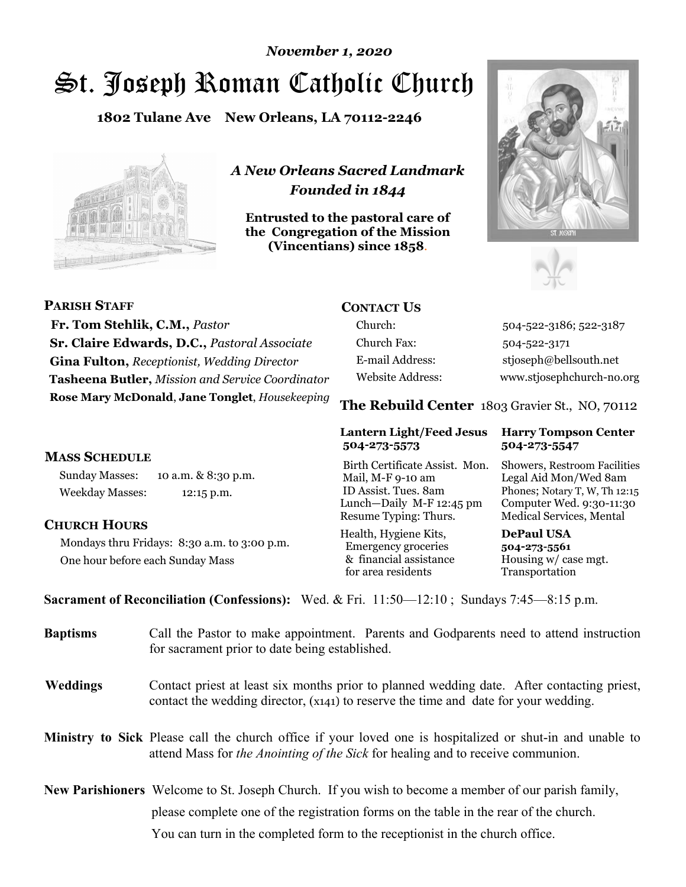*November 1, 2020*

# St. Joseph Roman Catholic Church

**1802 Tulane Ave New Orleans, LA 70112-2246**

*A New Orleans Sacred Landmark*
*Founded in 1844*

**Entrusted to the pastoral care of the Congregation of the Mission (Vincentians) since 1858.**

## PARISH STAFF

**Fr. Tom Stehlik, C.M.,** *Pastor*
**Sr. Claire Edwards, D.C.,** *Pastoral Associate*
**Gina Fulton,** *Receptionist, Wedding Director*
**Tasheena Butler,** *Mission and Service Coordinator*
**Rose Mary McDonald**, **Jane Tonglet**, *Housekeeping*

## MASS SCHEDULE

Sunday Masses: 10 a.m. & 8:30 p.m.
Weekday Masses: 12:15 p.m.

## CHURCH HOURS

Mondays thru Fridays: 8:30 a.m. to 3:00 p.m.
One hour before each Sunday Mass

## CONTACT US

| | |
|---|---|
| Church: | 504-522-3186; 522-3187 |
| Church Fax: | 504-522-3171 |
| E-mail Address: | stjoseph@bellsouth.net |
| Website Address: | www.stjosephchurch-no.org |

## The Rebuild Center 1803 Gravier St., NO, 70112

| **Lantern Light/Feed Jesus 504-273-5573** | **Harry Tompson Center 504-273-5547** |
|---|---|
| Birth Certificate Assist. Mon. Mail, M-F 9-10 am ID Assist. Tues. 8am Lunch—Daily M-F 12:45 pm Resume Typing: Thurs. | Showers, Restroom Facilities Legal Aid Mon/Wed 8am Phones; Notary T, W, Th 12:15 Computer Wed. 9:30-11:30 Medical Services, Mental |
| Health, Hygiene Kits, Emergency groceries & financial assistance for area residents | **DePaul USA 504-273-5561** Housing w/ case mgt. Transportation |

**Sacrament of Reconciliation (Confessions):** Wed. & Fri. 11:50—12:10 ; Sundays 7:45—8:15 p.m.

**Baptisms** Call the Pastor to make appointment. Parents and Godparents need to attend instruction for sacrament prior to date being established.

**Weddings** Contact priest at least six months prior to planned wedding date. After contacting priest, contact the wedding director, (x141) to reserve the time and date for your wedding.

**Ministry to Sick** Please call the church office if your loved one is hospitalized or shut-in and unable to attend Mass for *the Anointing of the Sick* for healing and to receive communion.

**New Parishioners** Welcome to St. Joseph Church. If you wish to become a member of our parish family, please complete one of the registration forms on the table in the rear of the church. You can turn in the completed form to the receptionist in the church office.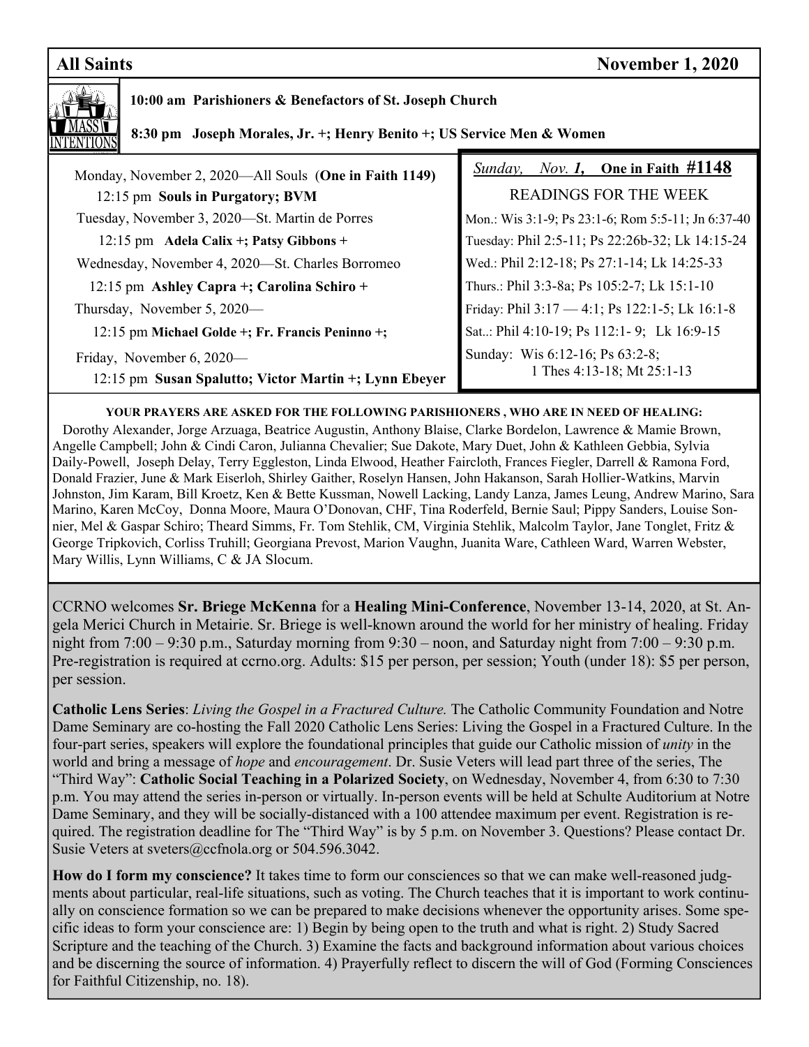## All Saints — November 1, 2020

**MASS INTENTIONS**

**10:00 am Parishioners & Benefactors of St. Joseph Church**

**8:30 pm Joseph Morales, Jr. +; Henry Benito +; US Service Men & Women**

Monday, November 2, 2020—All Souls (**One in Faith 1149**)
12:15 pm **Souls in Purgatory; BVM**

Tuesday, November 3, 2020—St. Martin de Porres
12:15 pm **Adela Calix +; Patsy Gibbons +**

Wednesday, November 4, 2020—St. Charles Borromeo
12:15 pm **Ashley Capra +; Carolina Schiro +**

Thursday, November 5, 2020—
12:15 pm **Michael Golde +; Fr. Francis Peninno +;**

Friday, November 6, 2020—
12:15 pm **Susan Spalutto; Victor Martin +; Lynn Ebeyer**

*Sunday, Nov. **1**,* **One in Faith #1148**

READINGS FOR THE WEEK

Mon.: Wis 3:1-9; Ps 23:1-6; Rom 5:5-11; Jn 6:37-40
Tuesday: Phil 2:5-11; Ps 22:26b-32; Lk 14:15-24
Wed.: Phil 2:12-18; Ps 27:1-14; Lk 14:25-33
Thurs.: Phil 3:3-8a; Ps 105:2-7; Lk 15:1-10
Friday: Phil 3:17 — 4:1; Ps 122:1-5; Lk 16:1-8
Sat..: Phil 4:10-19; Ps 112:1- 9; Lk 16:9-15
Sunday: Wis 6:12-16; Ps 63:2-8; 1 Thes 4:13-18; Mt 25:1-13

**YOUR PRAYERS ARE ASKED FOR THE FOLLOWING PARISHIONERS , WHO ARE IN NEED OF HEALING:**

Dorothy Alexander, Jorge Arzuaga, Beatrice Augustin, Anthony Blaise, Clarke Bordelon, Lawrence & Mamie Brown, Angelle Campbell; John & Cindi Caron, Julianna Chevalier; Sue Dakote, Mary Duet, John & Kathleen Gebbia, Sylvia Daily-Powell, Joseph Delay, Terry Eggleston, Linda Elwood, Heather Faircloth, Frances Fiegler, Darrell & Ramona Ford, Donald Frazier, June & Mark Eiserloh, Shirley Gaither, Roselyn Hansen, John Hakanson, Sarah Hollier-Watkins, Marvin Johnston, Jim Karam, Bill Kroetz, Ken & Bette Kussman, Nowell Lacking, Landy Lanza, James Leung, Andrew Marino, Sara Marino, Karen McCoy, Donna Moore, Maura O'Donovan, CHF, Tina Roderfeld, Bernie Saul; Pippy Sanders, Louise Sonnier, Mel & Gaspar Schiro; Theard Simms, Fr. Tom Stehlik, CM, Virginia Stehlik, Malcolm Taylor, Jane Tonglet, Fritz & George Tripkovich, Corliss Truhill; Georgiana Prevost, Marion Vaughn, Juanita Ware, Cathleen Ward, Warren Webster, Mary Willis, Lynn Williams, C & JA Slocum.

CCRNO welcomes **Sr. Briege McKenna** for a **Healing Mini-Conference**, November 13-14, 2020, at St. Angela Merici Church in Metairie. Sr. Briege is well-known around the world for her ministry of healing. Friday night from 7:00 – 9:30 p.m., Saturday morning from 9:30 – noon, and Saturday night from 7:00 – 9:30 p.m. Pre-registration is required at ccrno.org. Adults: $15 per person, per session; Youth (under 18): $5 per person, per session.

**Catholic Lens Series**: *Living the Gospel in a Fractured Culture.* The Catholic Community Foundation and Notre Dame Seminary are co-hosting the Fall 2020 Catholic Lens Series: Living the Gospel in a Fractured Culture. In the four-part series, speakers will explore the foundational principles that guide our Catholic mission of *unity* in the world and bring a message of *hope* and *encouragement*. Dr. Susie Veters will lead part three of the series, The "Third Way": **Catholic Social Teaching in a Polarized Society**, on Wednesday, November 4, from 6:30 to 7:30 p.m. You may attend the series in-person or virtually. In-person events will be held at Schulte Auditorium at Notre Dame Seminary, and they will be socially-distanced with a 100 attendee maximum per event. Registration is required. The registration deadline for The "Third Way" is by 5 p.m. on November 3. Questions? Please contact Dr. Susie Veters at sveters@ccfnola.org or 504.596.3042.

**How do I form my conscience?** It takes time to form our consciences so that we can make well-reasoned judgments about particular, real-life situations, such as voting. The Church teaches that it is important to work continually on conscience formation so we can be prepared to make decisions whenever the opportunity arises. Some specific ideas to form your conscience are: 1) Begin by being open to the truth and what is right. 2) Study Sacred Scripture and the teaching of the Church. 3) Examine the facts and background information about various choices and be discerning the source of information. 4) Prayerfully reflect to discern the will of God (Forming Consciences for Faithful Citizenship, no. 18).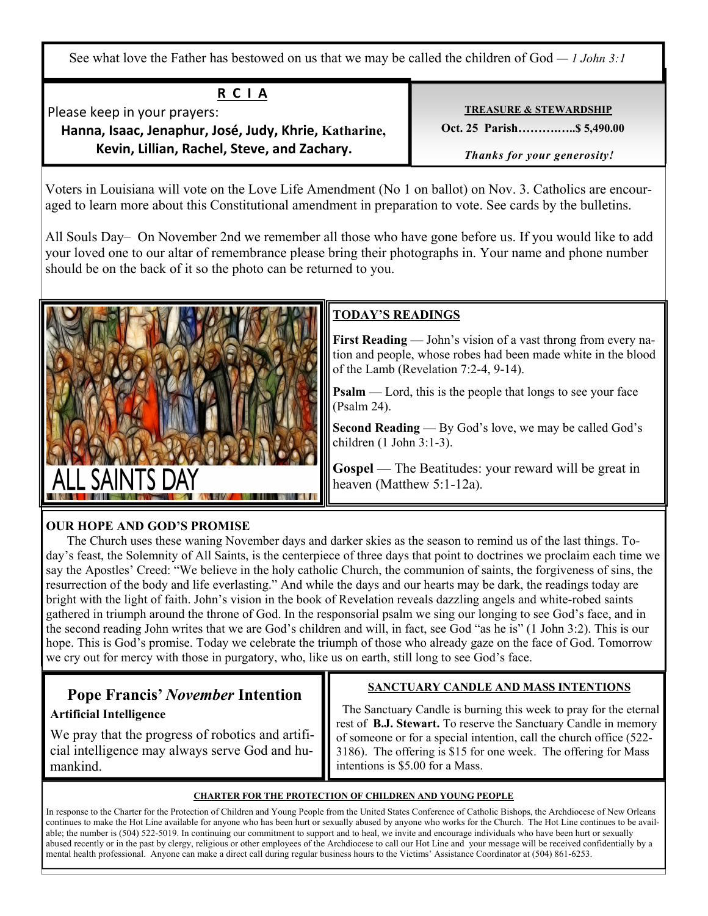See what love the Father has bestowed on us that we may be called the children of God — *1 John 3:1*

## R C I A

Please keep in your prayers:

**Hanna, Isaac, Jenaphur, José, Judy, Khrie, Katharine, Kevin, Lillian, Rachel, Steve, and Zachary.**

**TREASURE & STEWARDSHIP**

**Oct. 25 Parish…………..$ 5,490.00**

***Thanks for your generosity!***

Voters in Louisiana will vote on the Love Life Amendment (No 1 on ballot) on Nov. 3. Catholics are encouraged to learn more about this Constitutional amendment in preparation to vote. See cards by the bulletins.

All Souls Day– On November 2nd we remember all those who have gone before us. If you would like to add your loved one to our altar of remembrance please bring their photographs in. Your name and phone number should be on the back of it so the photo can be returned to you.

ALL SAINTS DAY

## TODAY'S READINGS

**First Reading** — John's vision of a vast throng from every nation and people, whose robes had been made white in the blood of the Lamb (Revelation 7:2-4, 9-14).

**Psalm** — Lord, this is the people that longs to see your face (Psalm 24).

**Second Reading** — By God's love, we may be called God's children (1 John 3:1-3).

**Gospel** — The Beatitudes: your reward will be great in heaven (Matthew 5:1-12a).

## OUR HOPE AND GOD'S PROMISE

The Church uses these waning November days and darker skies as the season to remind us of the last things. Today's feast, the Solemnity of All Saints, is the centerpiece of three days that point to doctrines we proclaim each time we say the Apostles' Creed: "We believe in the holy catholic Church, the communion of saints, the forgiveness of sins, the resurrection of the body and life everlasting." And while the days and our hearts may be dark, the readings today are bright with the light of faith. John's vision in the book of Revelation reveals dazzling angels and white-robed saints gathered in triumph around the throne of God. In the responsorial psalm we sing our longing to see God's face, and in the second reading John writes that we are God's children and will, in fact, see God "as he is" (1 John 3:2). This is our hope. This is God's promise. Today we celebrate the triumph of those who already gaze on the face of God. Tomorrow we cry out for mercy with those in purgatory, who, like us on earth, still long to see God's face.

## Pope Francis' *November* Intention

**Artificial Intelligence**

We pray that the progress of robotics and artificial intelligence may always serve God and humankind.

## SANCTUARY CANDLE AND MASS INTENTIONS

The Sanctuary Candle is burning this week to pray for the eternal rest of **B.J. Stewart.** To reserve the Sanctuary Candle in memory of someone or for a special intention, call the church office (522-3186). The offering is $15 for one week. The offering for Mass intentions is $5.00 for a Mass.

## CHARTER FOR THE PROTECTION OF CHILDREN AND YOUNG PEOPLE

In response to the Charter for the Protection of Children and Young People from the United States Conference of Catholic Bishops, the Archdiocese of New Orleans continues to make the Hot Line available for anyone who has been hurt or sexually abused by anyone who works for the Church. The Hot Line continues to be available; the number is (504) 522-5019. In continuing our commitment to support and to heal, we invite and encourage individuals who have been hurt or sexually abused recently or in the past by clergy, religious or other employees of the Archdiocese to call our Hot Line and your message will be received confidentially by a mental health professional. Anyone can make a direct call during regular business hours to the Victims' Assistance Coordinator at (504) 861-6253.